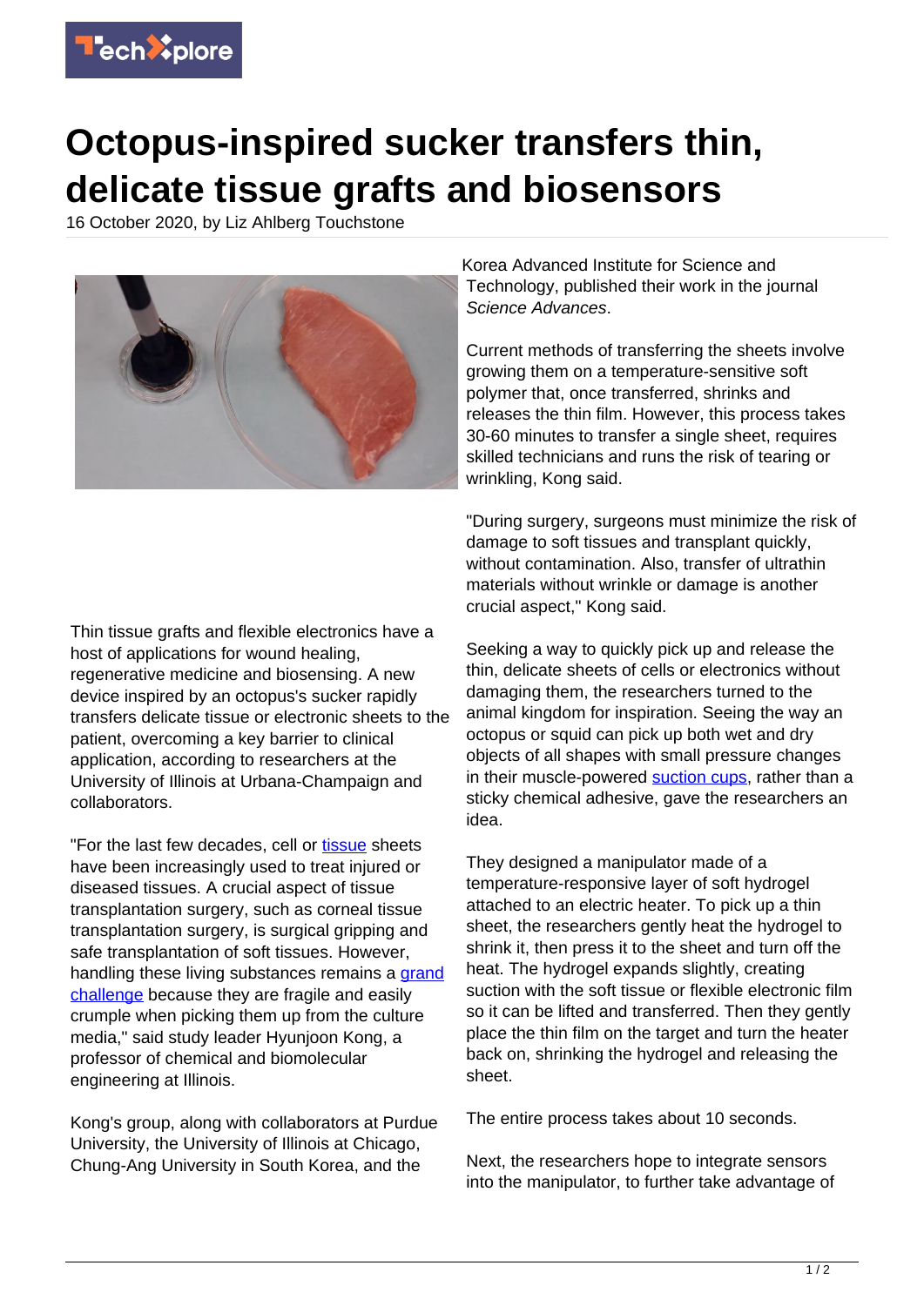# Octopus-inspired sucker transfers thin, delicate tissue grafts and biosensors

16 October 2020, by Liz Ahlberg Touchstone

Thin tissue grafts and flexible electronics have a host of applications for wound healing, regenerative medicine and biosensing. A new device inspired by an octopus's sucker rapidly transfers delicate tissue or electronic sheets to the patient, overcoming a key barrier to clinical application, according to researchers at the University of Illinois at Urbana-Champaign and collaborators.

"For the last few decades, cell or tissue sheets have been increasingly used to treat injured or diseased tissues. A crucial aspect of tissue transplantation surgery, such as corneal tissue transplantation surgery, is surgical gripping and safe transplantation of soft tissues. However, handling these living substances remains a grand challenge because they are fragile and easily crumple when picking them up from the culture media," said study leader Hyunjoon Kong, a professor of chemical and biomolecular engineering at Illinois.

Kong's group, along with collaborators at Purdue University, the University of Illinois at Chicago, Chung-Ang University in South Korea, and the Korea Advanced Institute for Science and Technology, published their work in the journal *Science Advances*.

Current methods of transferring the sheets involve growing them on a temperature-sensitive soft polymer that, once transferred, shrinks and releases the thin film. However, this process takes 30-60 minutes to transfer a single sheet, requires skilled technicians and runs the risk of tearing or wrinkling, Kong said.

"During surgery, surgeons must minimize the risk of damage to soft tissues and transplant quickly, without contamination. Also, transfer of ultrathin materials without wrinkle or damage is another crucial aspect," Kong said.

Seeking a way to quickly pick up and release the thin, delicate sheets of cells or electronics without damaging them, the researchers turned to the animal kingdom for inspiration. Seeing the way an octopus or squid can pick up both wet and dry objects of all shapes with small pressure changes in their muscle-powered suction cups, rather than a sticky chemical adhesive, gave the researchers an idea.

They designed a manipulator made of a temperature-responsive layer of soft hydrogel attached to an electric heater. To pick up a thin sheet, the researchers gently heat the hydrogel to shrink it, then press it to the sheet and turn off the heat. The hydrogel expands slightly, creating suction with the soft tissue or flexible electronic film so it can be lifted and transferred. Then they gently place the thin film on the target and turn the heater back on, shrinking the hydrogel and releasing the sheet.

The entire process takes about 10 seconds.

Next, the researchers hope to integrate sensors into the manipulator, to further take advantage of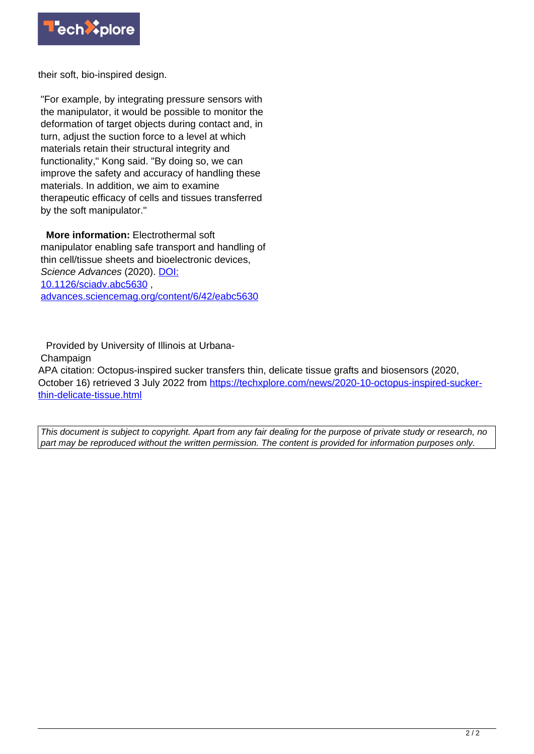their soft, bio-inspired design.

"For example, by integrating pressure sensors with the manipulator, it would be possible to monitor the deformation of target objects during contact and, in turn, adjust the suction force to a level at which materials retain their structural integrity and functionality," Kong said. "By doing so, we can improve the safety and accuracy of handling these materials. In addition, we aim to examine therapeutic efficacy of cells and tissues transferred by the soft manipulator."

**More information:** Electrothermal soft manipulator enabling safe transport and handling of thin cell/tissue sheets and bioelectronic devices, *Science Advances* (2020). [DOI: 10.1126/sciadv.abc5630](https://doi.org/10.1126/sciadv.abc5630) , [advances.sciencemag.org/content/6/42/eabc5630](https://advances.sciencemag.org/content/6/42/eabc5630)

Provided by University of Illinois at Urbana-Champaign

APA citation: Octopus-inspired sucker transfers thin, delicate tissue grafts and biosensors (2020, October 16) retrieved 3 July 2022 from [https://techxplore.com/news/2020-10-octopus-inspired-sucker-thin-delicate-tissue.html](https://techxplore.com/news/2020-10-octopus-inspired-sucker-thin-delicate-tissue.html)

*This document is subject to copyright. Apart from any fair dealing for the purpose of private study or research, no part may be reproduced without the written permission. The content is provided for information purposes only.*